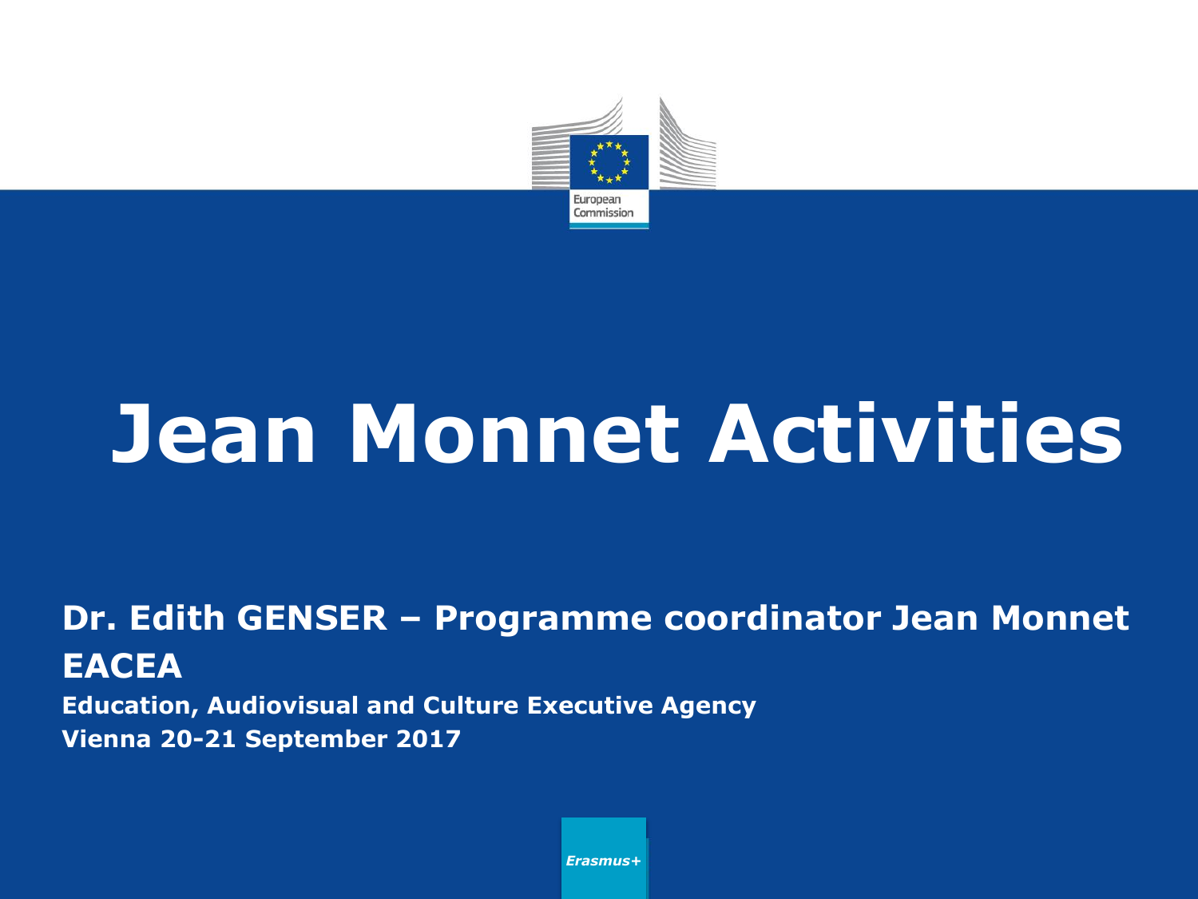# Jean Monnet Activities

**Dr. Edith GENSER – Programme coordinator Jean Monnet**

**EACEA**

**Education, Audiovisual and Culture Executive Agency**

**Vienna 20-21 September 2017**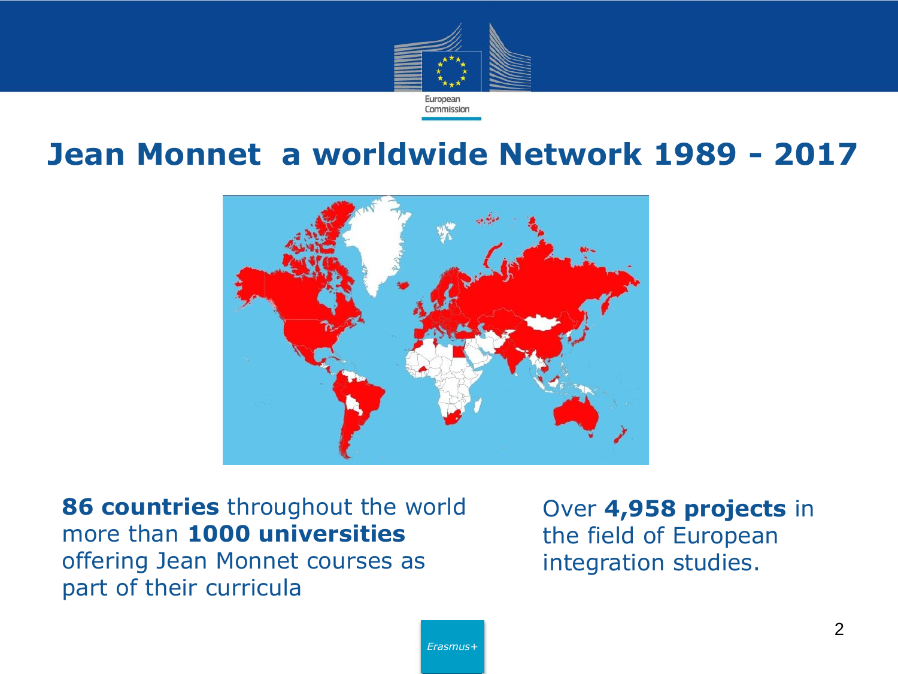# Jean Monnet a worldwide Network 1989 - 2017

**86 countries** throughout the world more than **1000 universities** offering Jean Monnet courses as part of their curricula

Over **4,958 projects** in the field of European integration studies.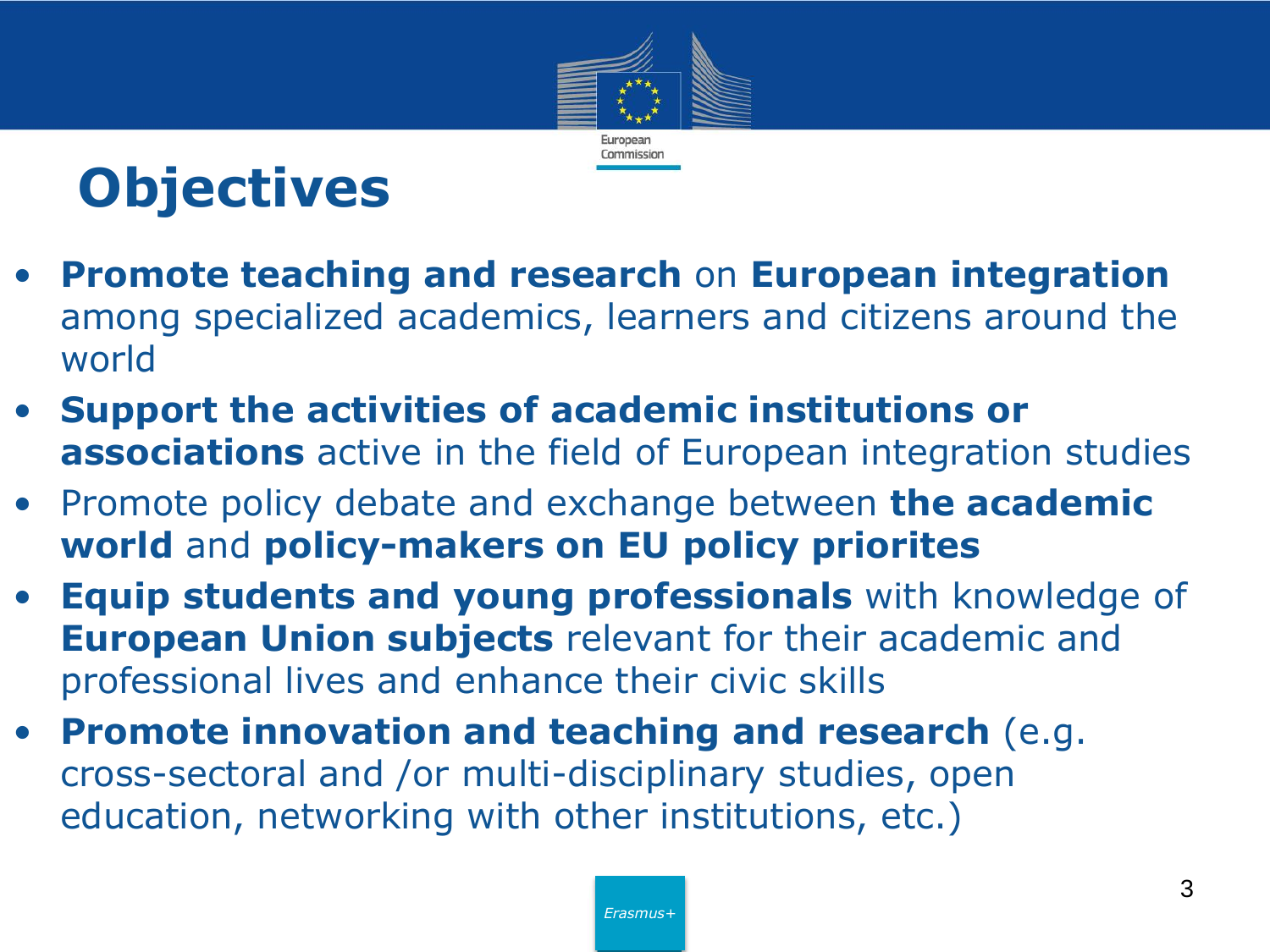# Objectives

- **Promote teaching and research** on **European integration** among specialized academics, learners and citizens around the world
- **Support the activities of academic institutions or associations** active in the field of European integration studies
- Promote policy debate and exchange between **the academic world** and **policy-makers on EU policy priorites**
- **Equip students and young professionals** with knowledge of **European Union subjects** relevant for their academic and professional lives and enhance their civic skills
- **Promote innovation and teaching and research** (e.g. cross-sectoral and /or multi-disciplinary studies, open education, networking with other institutions, etc.)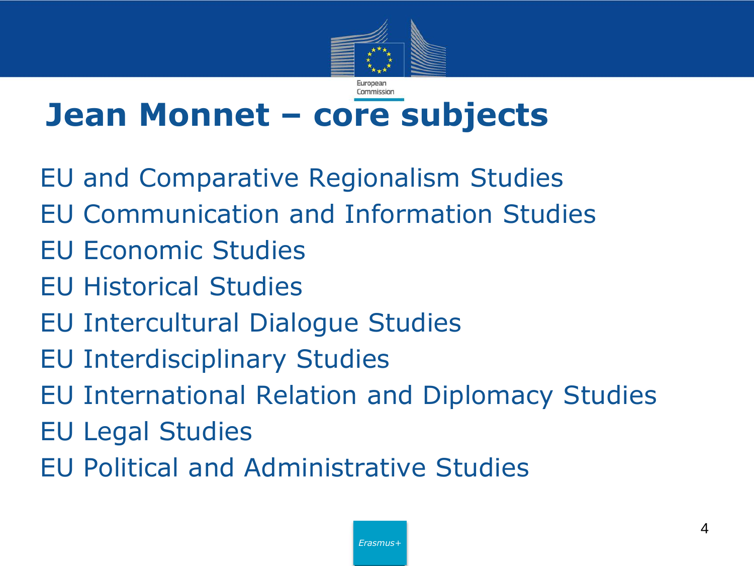# Jean Monnet – core subjects

EU and Comparative Regionalism Studies
EU Communication and Information Studies
EU Economic Studies
EU Historical Studies
EU Intercultural Dialogue Studies
EU Interdisciplinary Studies
EU International Relation and Diplomacy Studies
EU Legal Studies
EU Political and Administrative Studies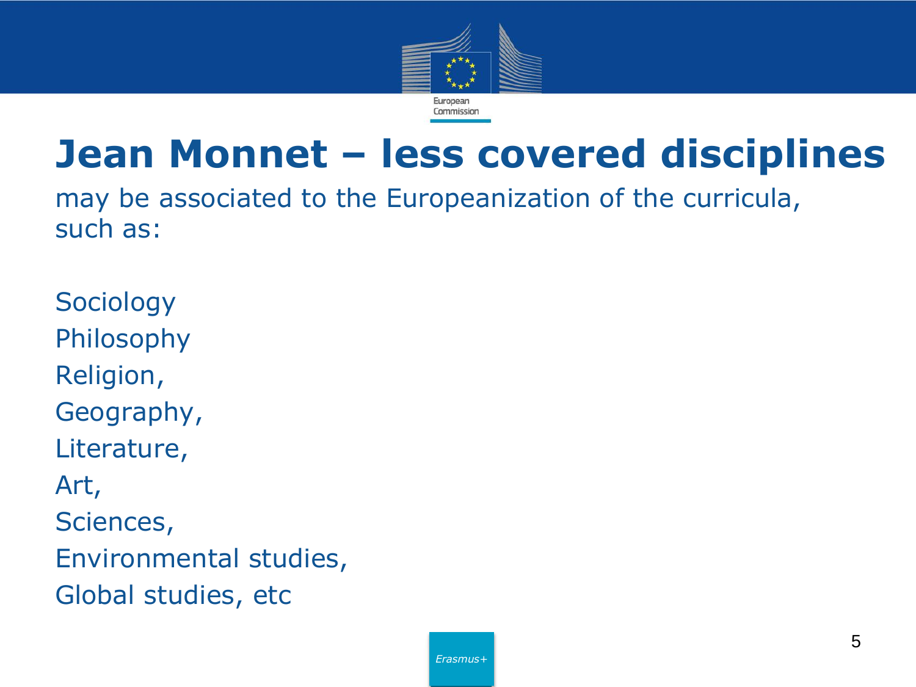# Jean Monnet – less covered disciplines

may be associated to the Europeanization of the curricula, such as:

Sociology

Philosophy

Religion,

Geography,

Literature,

Art,

Sciences,

Environmental studies,

Global studies, etc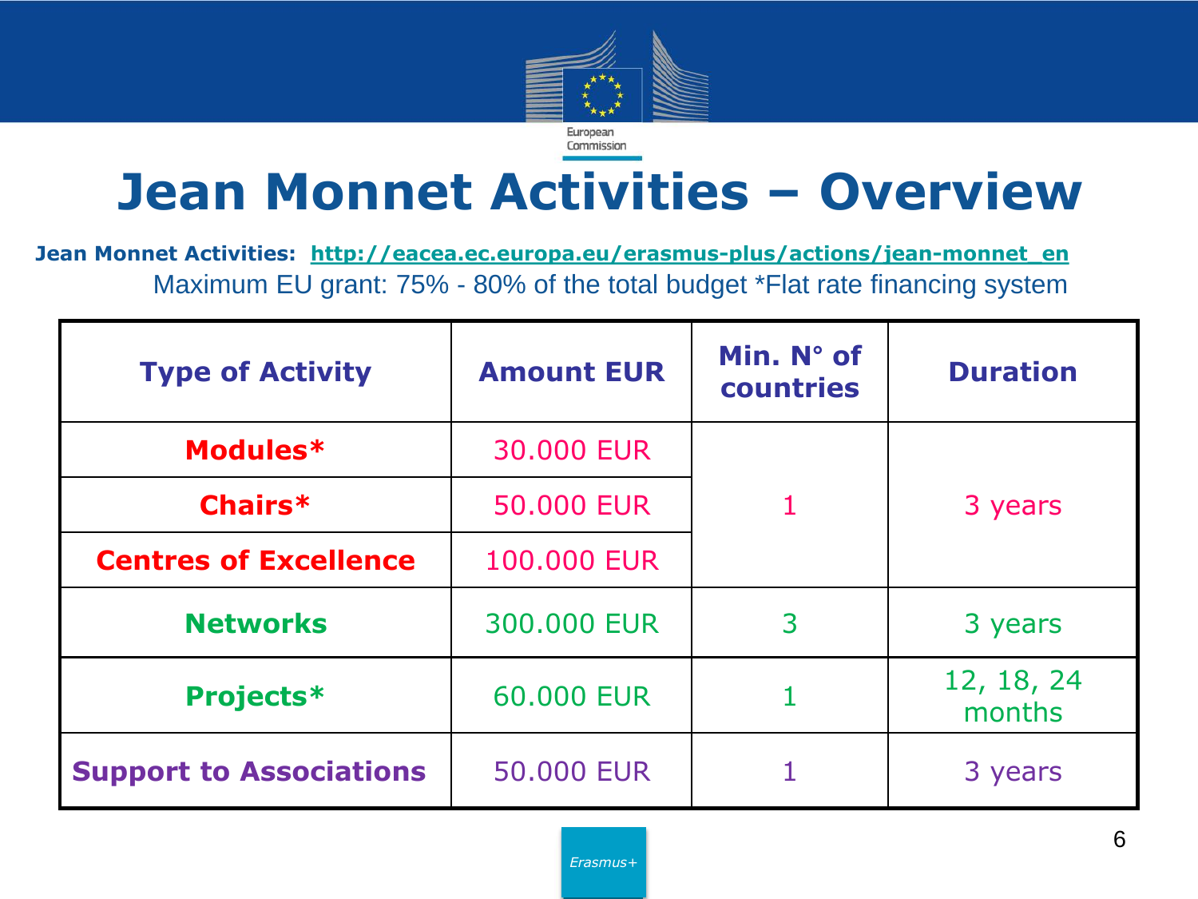# Jean Monnet Activities – Overview

**Jean Monnet Activities:** http://eacea.ec.europa.eu/erasmus-plus/actions/jean-monnet_en

Maximum EU grant: 75% - 80% of the total budget *Flat rate financing system

| Type of Activity | Amount EUR | Min. N° of countries | Duration |
|---|---|---|---|
| Modules* | 30.000 EUR | 1 | 3 years |
| Chairs* | 50.000 EUR | | |
| Centres of Excellence | 100.000 EUR | | |
| Networks | 300.000 EUR | 3 | 3 years |
| Projects* | 60.000 EUR | 1 | 12, 18, 24 months |
| Support to Associations | 50.000 EUR | 1 | 3 years |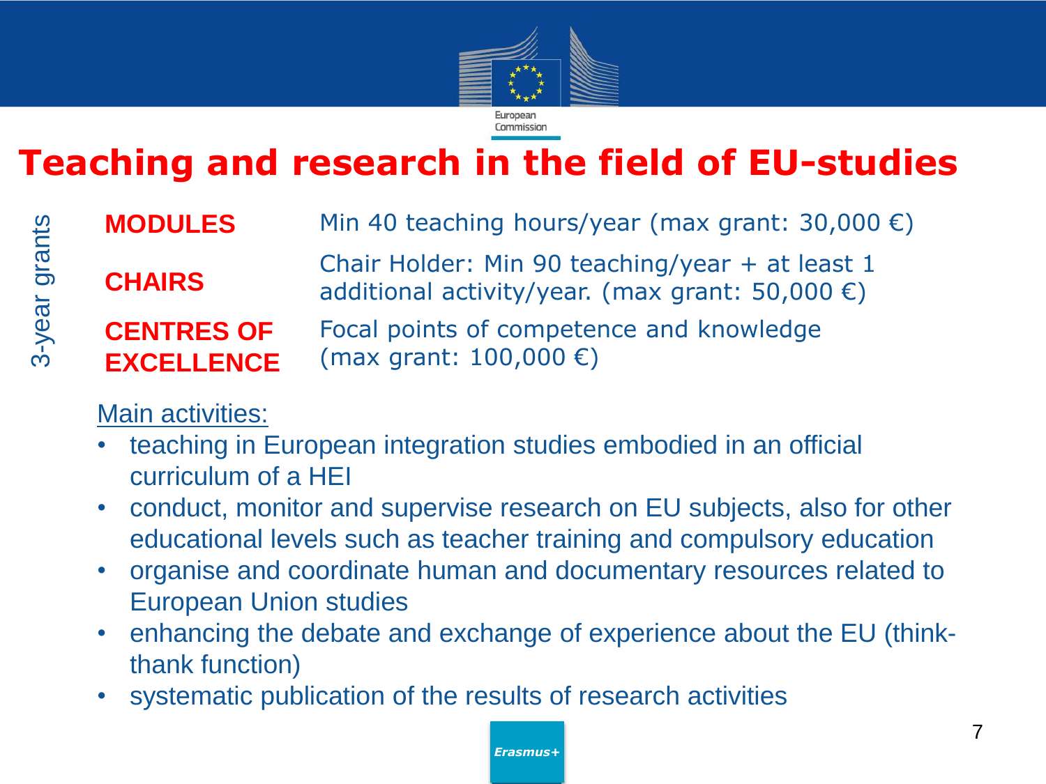# Teaching and research in the field of EU-studies

3-year grants

| | |
|---|---|
| **MODULES** | Min 40 teaching hours/year (max grant: 30,000 €) |
| **CHAIRS** | Chair Holder: Min 90 teaching/year + at least 1 additional activity/year. (max grant: 50,000 €) |
| **CENTRES OF EXCELLENCE** | Focal points of competence and knowledge (max grant: 100,000 €) |

Main activities:

- teaching in European integration studies embodied in an official curriculum of a HEI
- conduct, monitor and supervise research on EU subjects, also for other educational levels such as teacher training and compulsory education
- organise and coordinate human and documentary resources related to European Union studies
- enhancing the debate and exchange of experience about the EU (think-thank function)
- systematic publication of the results of research activities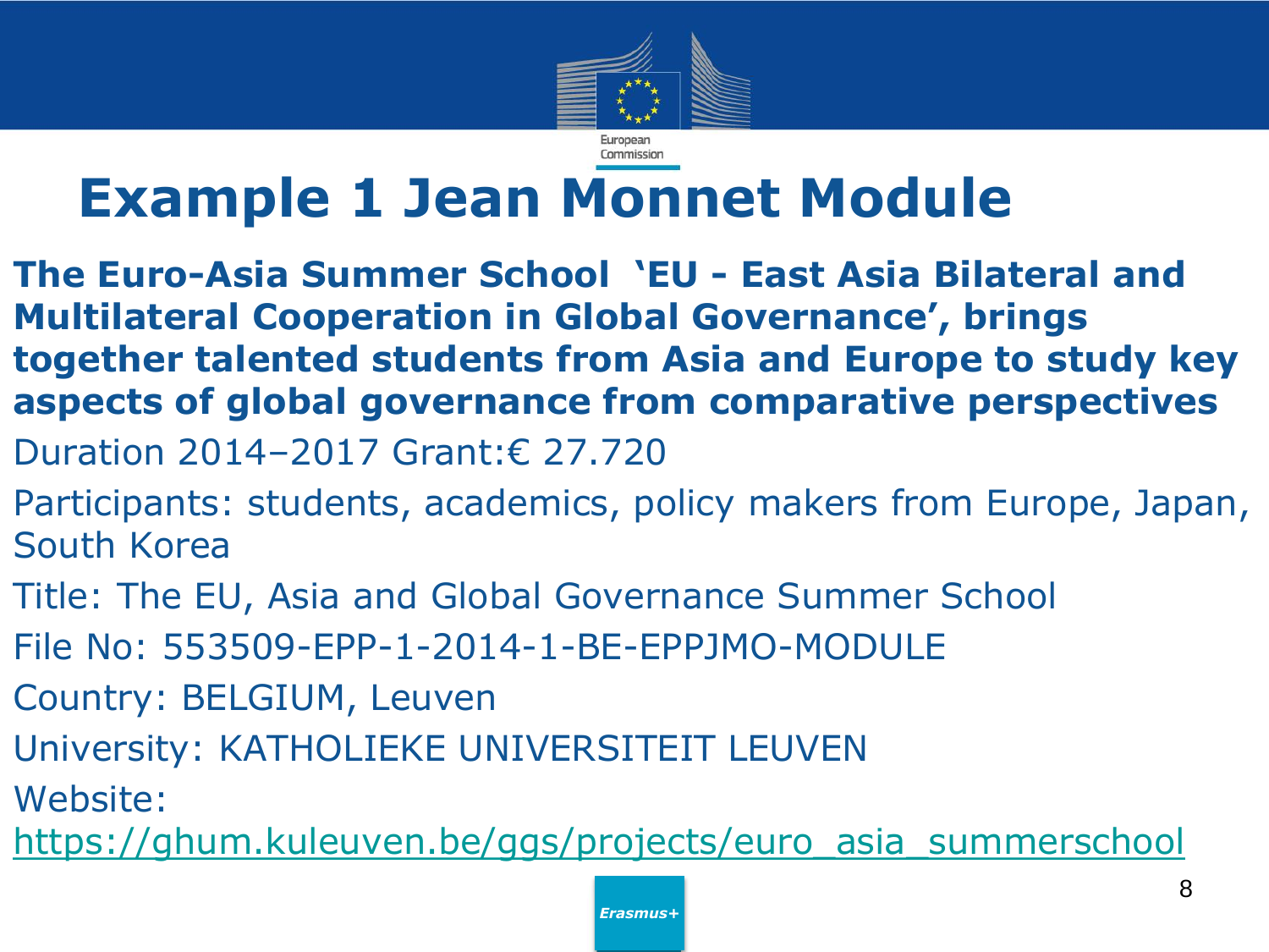# Example 1 Jean Monnet Module

**The Euro-Asia Summer School 'EU - East Asia Bilateral and Multilateral Cooperation in Global Governance', brings together talented students from Asia and Europe to study key aspects of global governance from comparative perspectives**

Duration 2014–2017 Grant:€ 27.720

Participants: students, academics, policy makers from Europe, Japan, South Korea

Title: The EU, Asia and Global Governance Summer School

File No: 553509-EPP-1-2014-1-BE-EPPJMO-MODULE

Country: BELGIUM, Leuven

University: KATHOLIEKE UNIVERSITEIT LEUVEN

Website: https://ghum.kuleuven.be/ggs/projects/euro_asia_summerschool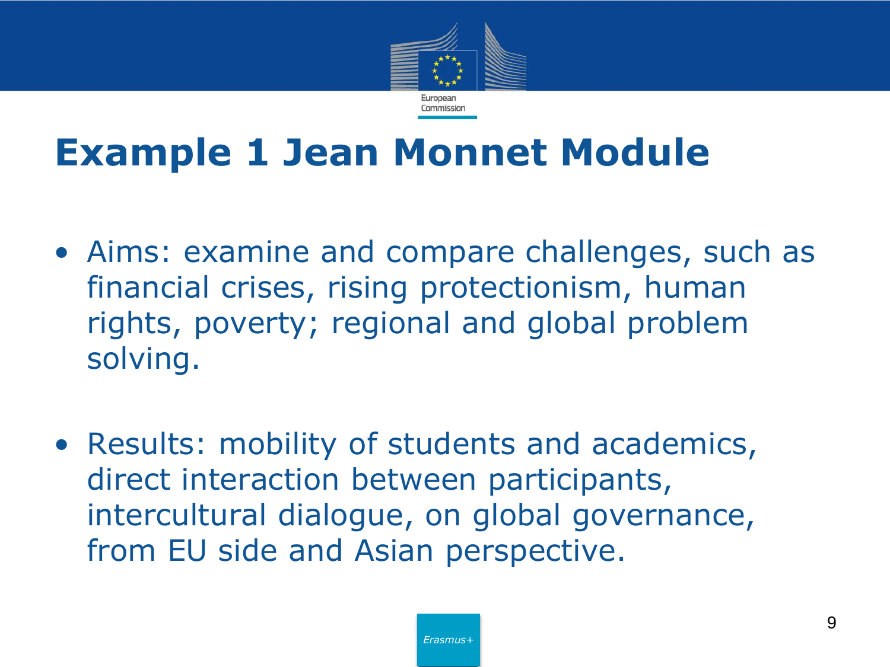# Example 1 Jean Monnet Module

- Aims: examine and compare challenges, such as financial crises, rising protectionism, human rights, poverty; regional and global problem solving.

- Results: mobility of students and academics, direct interaction between participants, intercultural dialogue, on global governance, from EU side and Asian perspective.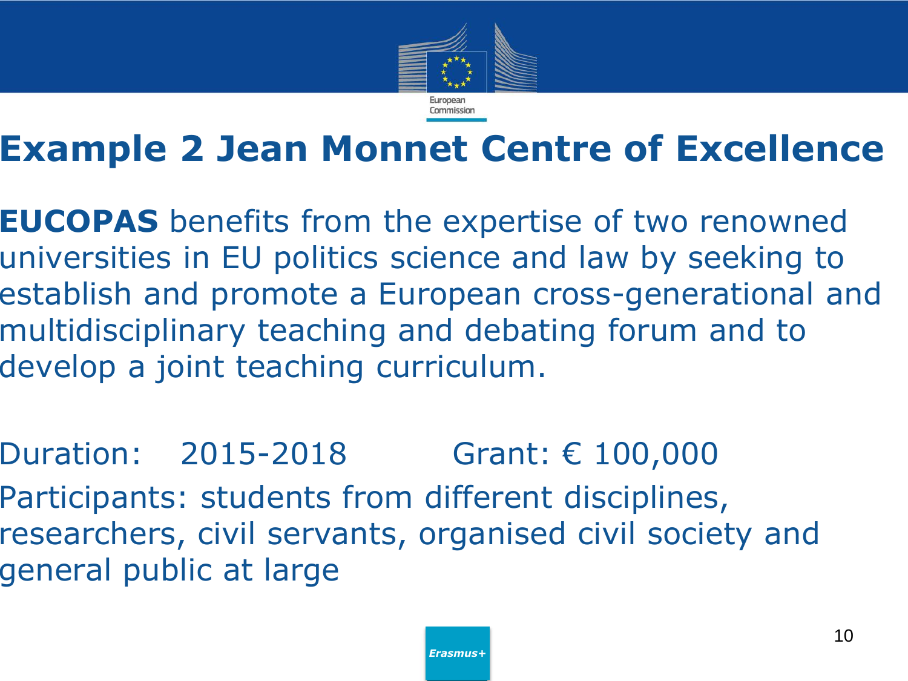# Example 2 Jean Monnet Centre of Excellence

**EUCOPAS** benefits from the expertise of two renowned universities in EU politics science and law by seeking to establish and promote a European cross-generational and multidisciplinary teaching and debating forum and to develop a joint teaching curriculum.

Duration: 2015-2018 Grant: € 100,000

Participants: students from different disciplines, researchers, civil servants, organised civil society and general public at large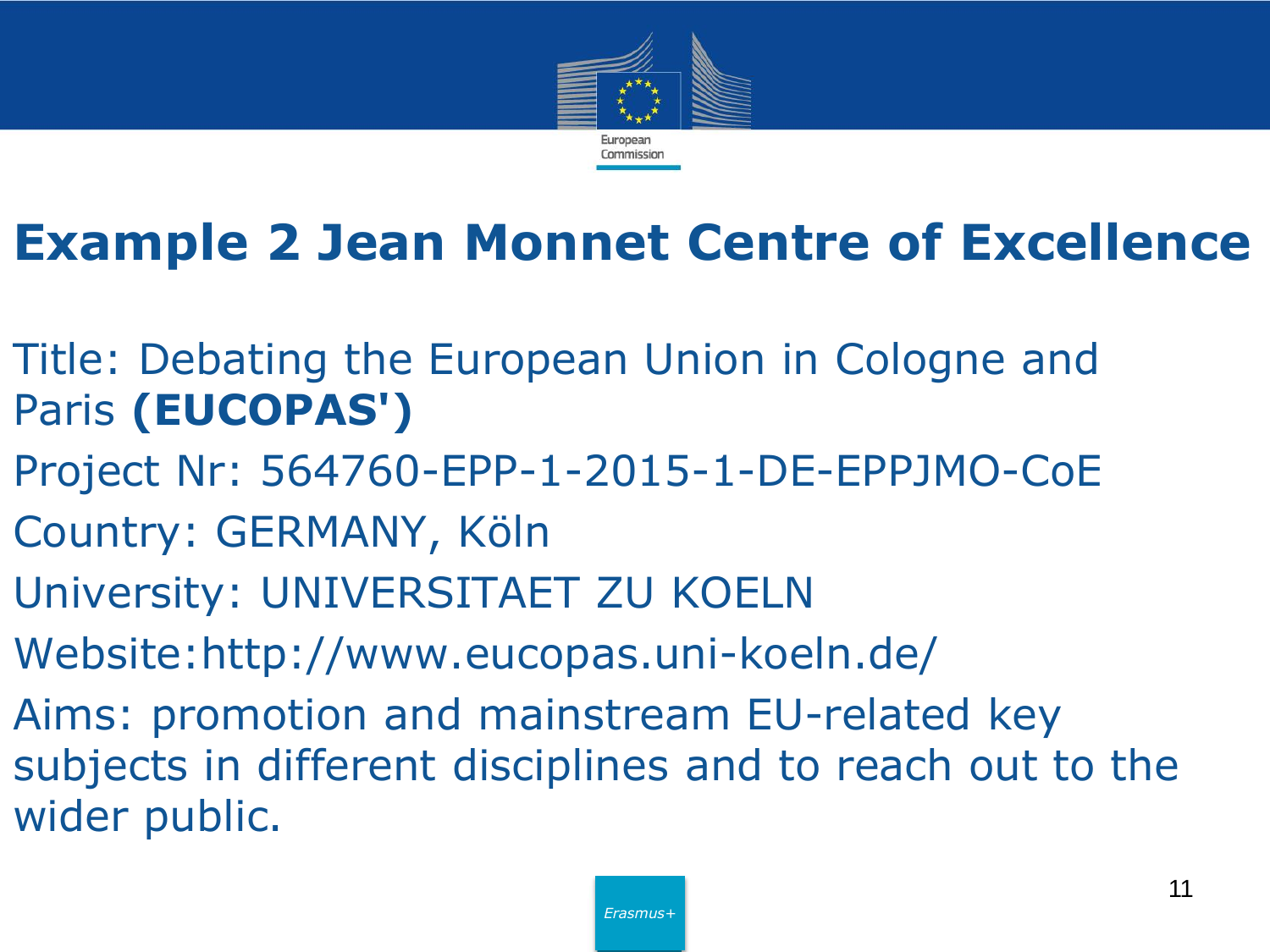# Example 2 Jean Monnet Centre of Excellence

Title: Debating the European Union in Cologne and Paris **(EUCOPAS')**

Project Nr: 564760-EPP-1-2015-1-DE-EPPJMO-CoE

Country: GERMANY, Köln

University: UNIVERSITAET ZU KOELN

Website:http://www.eucopas.uni-koeln.de/

Aims: promotion and mainstream EU-related key subjects in different disciplines and to reach out to the wider public.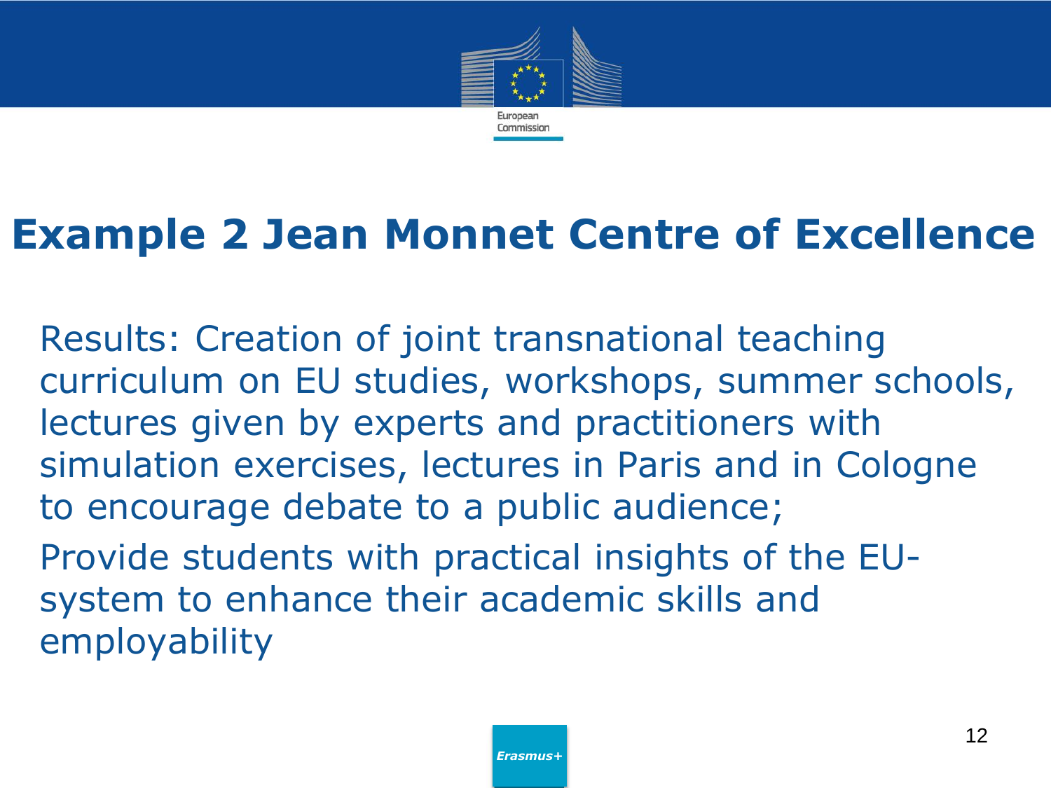# Example 2 Jean Monnet Centre of Excellence

Results: Creation of joint transnational teaching curriculum on EU studies, workshops, summer schools, lectures given by experts and practitioners with simulation exercises, lectures in Paris and in Cologne to encourage debate to a public audience;

Provide students with practical insights of the EU-system to enhance their academic skills and employability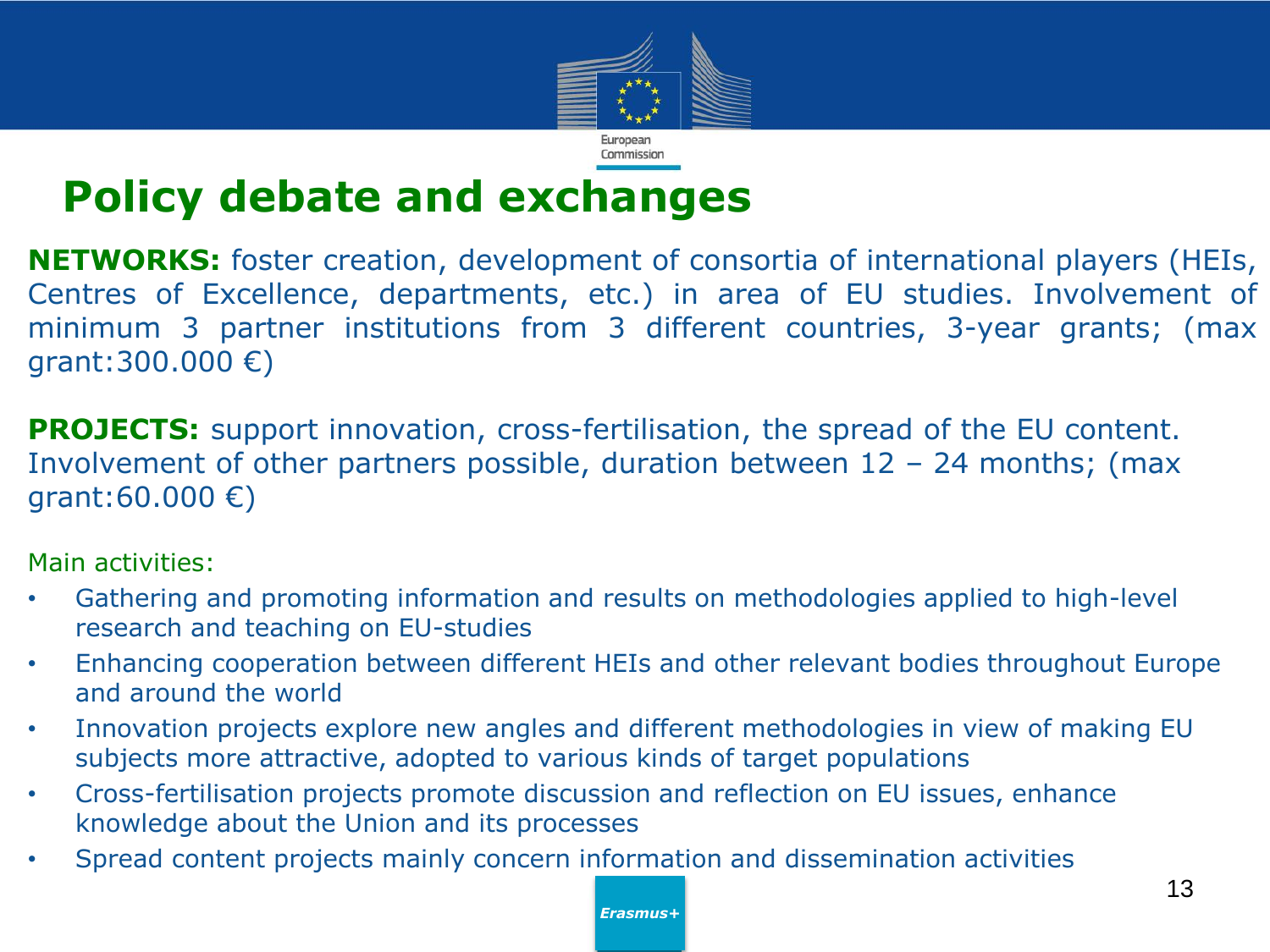# Policy debate and exchanges

**NETWORKS:** foster creation, development of consortia of international players (HEIs, Centres of Excellence, departments, etc.) in area of EU studies. Involvement of minimum 3 partner institutions from 3 different countries, 3-year grants; (max grant:300.000 €)

**PROJECTS:** support innovation, cross-fertilisation, the spread of the EU content. Involvement of other partners possible, duration between 12 – 24 months; (max grant:60.000 €)

Main activities:

- Gathering and promoting information and results on methodologies applied to high-level research and teaching on EU-studies
- Enhancing cooperation between different HEIs and other relevant bodies throughout Europe and around the world
- Innovation projects explore new angles and different methodologies in view of making EU subjects more attractive, adopted to various kinds of target populations
- Cross-fertilisation projects promote discussion and reflection on EU issues, enhance knowledge about the Union and its processes
- Spread content projects mainly concern information and dissemination activities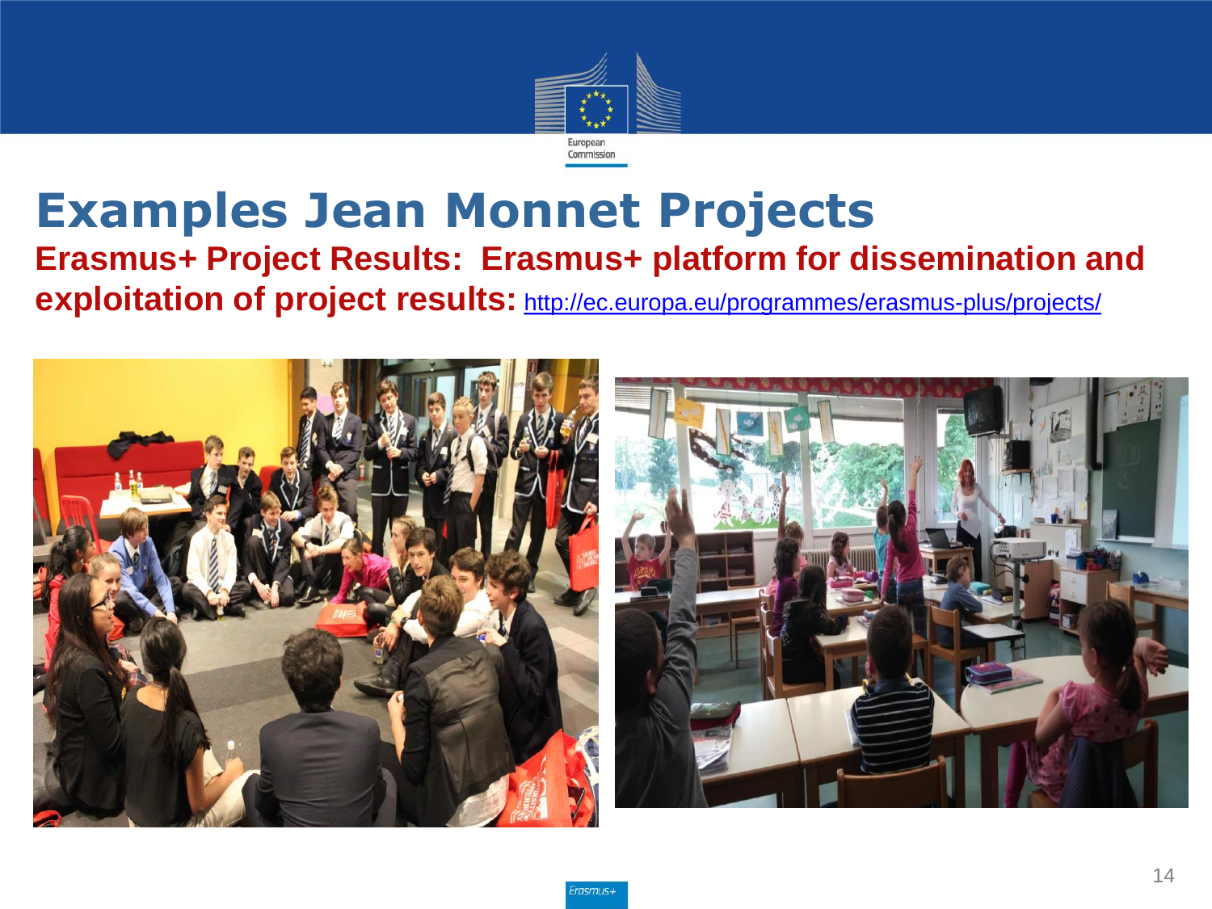# Examples Jean Monnet Projects

**Erasmus+ Project Results: Erasmus+ platform for dissemination and exploitation of project results:** http://ec.europa.eu/programmes/erasmus-plus/projects/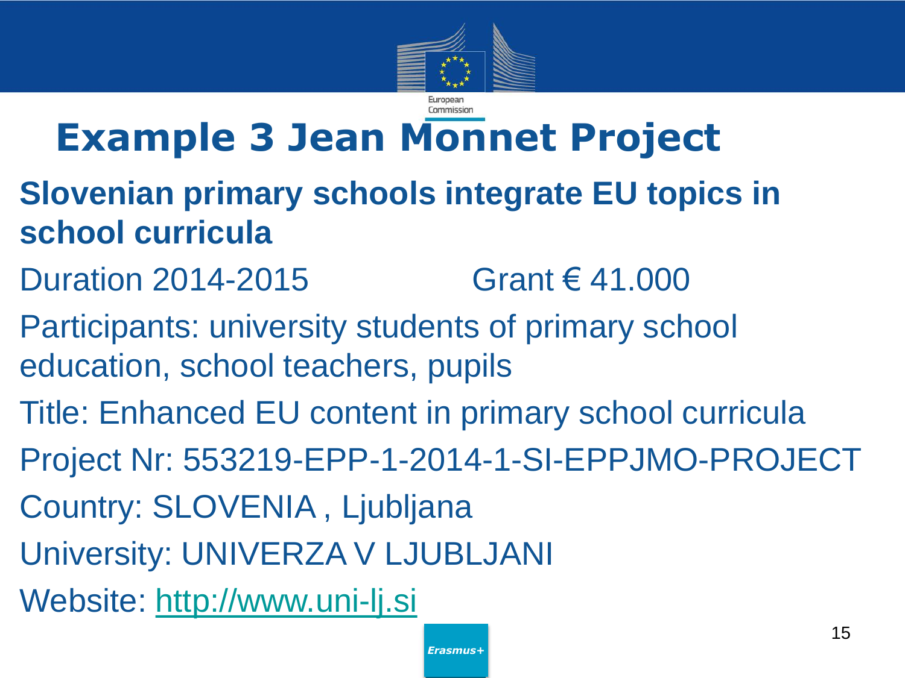# Example 3 Jean Monnet Project

**Slovenian primary schools integrate EU topics in school curricula**

Duration 2014-2015 Grant € 41.000

Participants: university students of primary school education, school teachers, pupils

Title: Enhanced EU content in primary school curricula

Project Nr: 553219-EPP-1-2014-1-SI-EPPJMO-PROJECT

Country: SLOVENIA , Ljubljana

University: UNIVERZA V LJUBLJANI

Website: http://www.uni-lj.si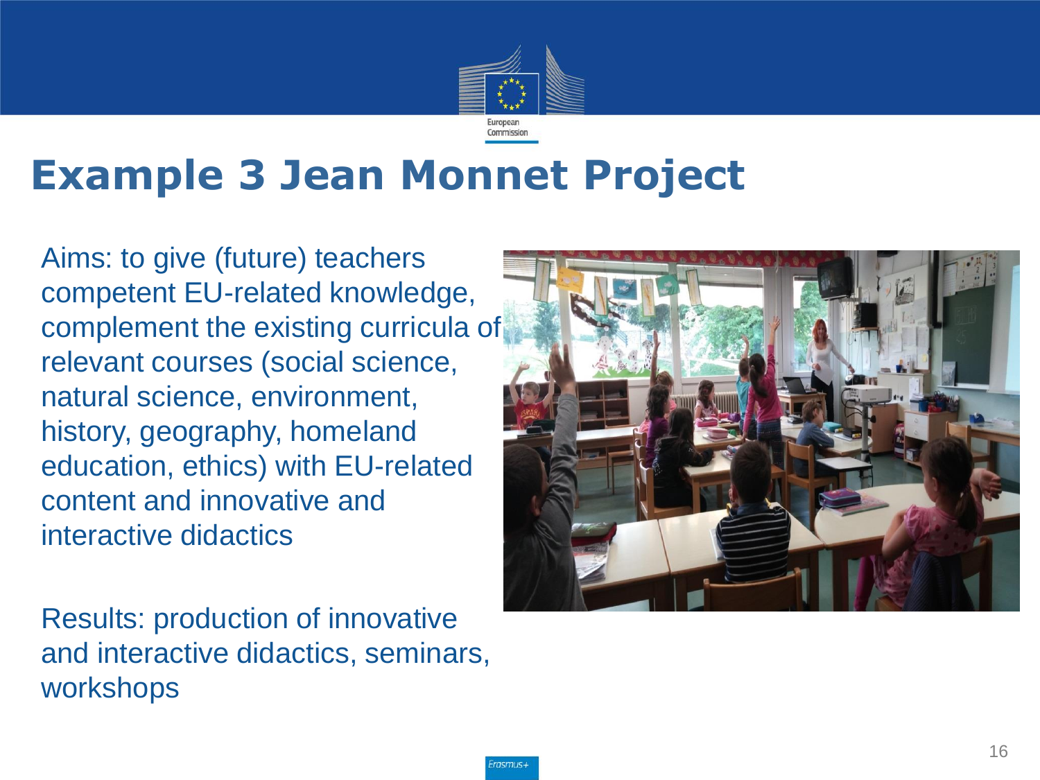# Example 3 Jean Monnet Project

Aims: to give (future) teachers competent EU-related knowledge, complement the existing curricula of relevant courses (social science, natural science, environment, history, geography, homeland education, ethics) with EU-related content and innovative and interactive didactics

Results: production of innovative and interactive didactics, seminars, workshops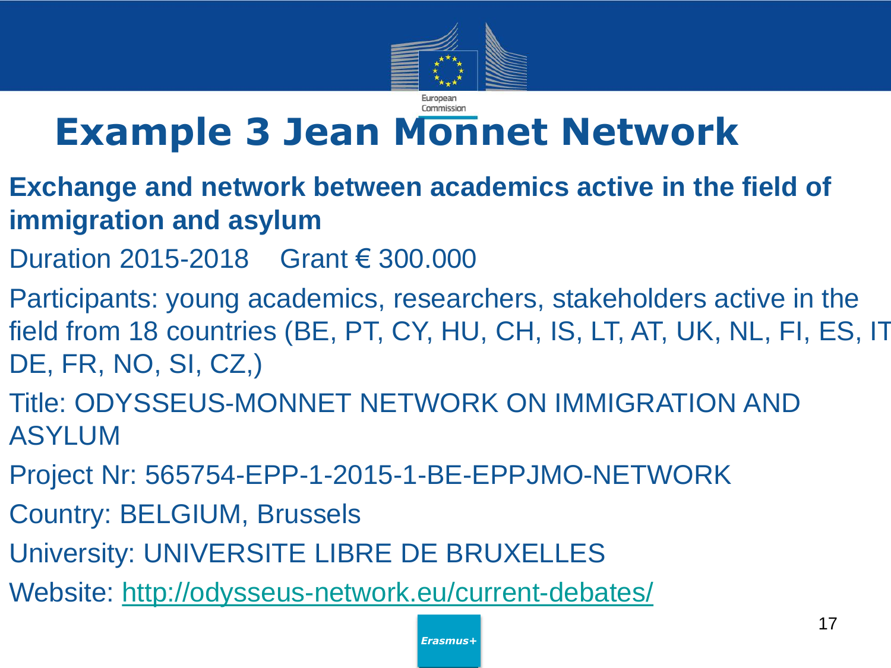# Example 3 Jean Monnet Network

**Exchange and network between academics active in the field of immigration and asylum**

Duration 2015-2018 Grant € 300.000

Participants: young academics, researchers, stakeholders active in the field from 18 countries (BE, PT, CY, HU, CH, IS, LT, AT, UK, NL, FI, ES, IT DE, FR, NO, SI, CZ,)

Title: ODYSSEUS-MONNET NETWORK ON IMMIGRATION AND ASYLUM

Project Nr: 565754-EPP-1-2015-1-BE-EPPJMO-NETWORK

Country: BELGIUM, Brussels

University: UNIVERSITE LIBRE DE BRUXELLES

Website: [http://odysseus-network.eu/current-debates/](http://odysseus-network.eu/current-debates/)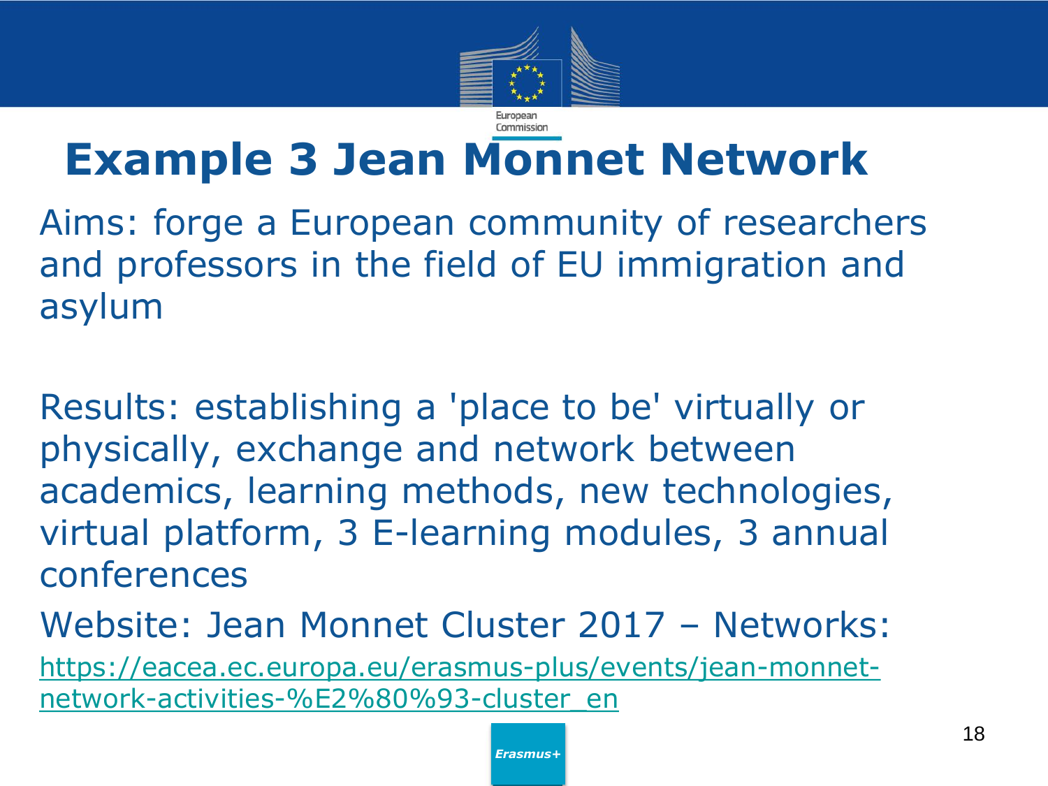# Example 3 Jean Monnet Network

Aims: forge a European community of researchers and professors in the field of EU immigration and asylum

Results: establishing a 'place to be' virtually or physically, exchange and network between academics, learning methods, new technologies, virtual platform, 3 E-learning modules, 3 annual conferences

Website: Jean Monnet Cluster 2017 – Networks:

https://eacea.ec.europa.eu/erasmus-plus/events/jean-monnet-network-activities-%E2%80%93-cluster_en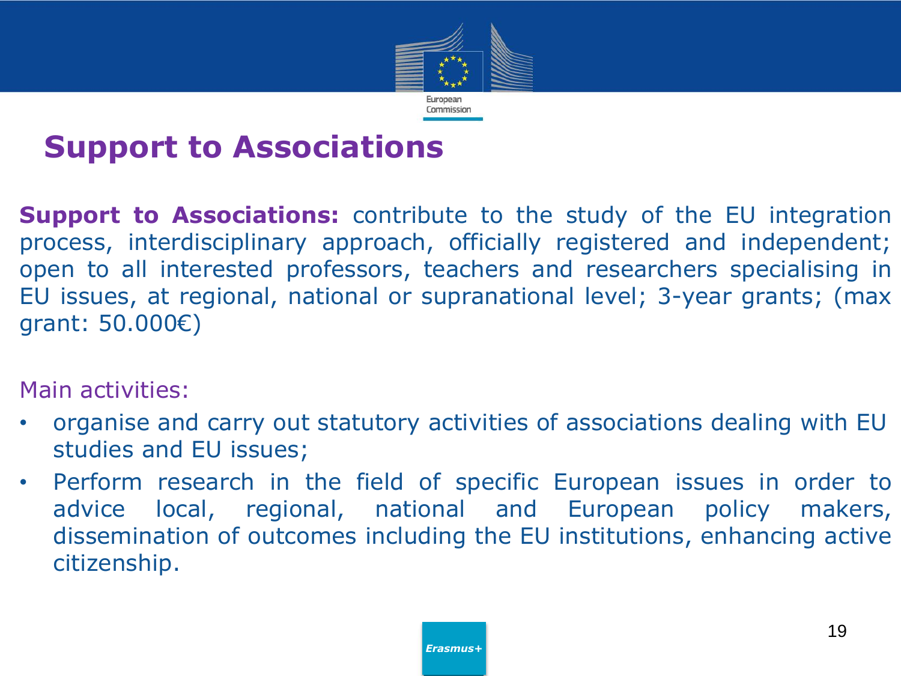# Support to Associations

**Support to Associations:** contribute to the study of the EU integration process, interdisciplinary approach, officially registered and independent; open to all interested professors, teachers and researchers specialising in EU issues, at regional, national or supranational level; 3-year grants; (max grant: 50.000€)

Main activities:

- organise and carry out statutory activities of associations dealing with EU studies and EU issues;
- Perform research in the field of specific European issues in order to advice local, regional, national and European policy makers, dissemination of outcomes including the EU institutions, enhancing active citizenship.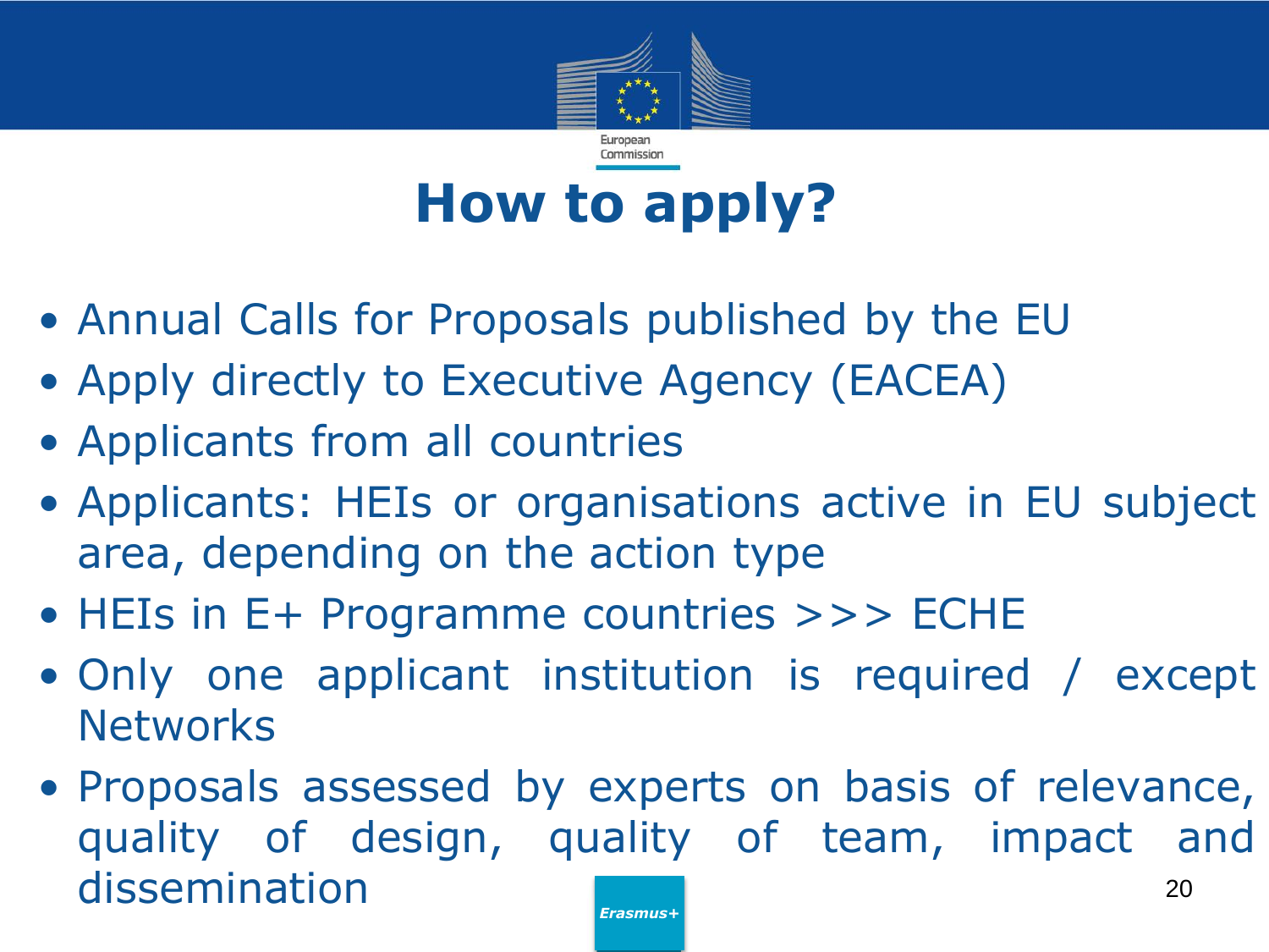# How to apply?

- Annual Calls for Proposals published by the EU
- Apply directly to Executive Agency (EACEA)
- Applicants from all countries
- Applicants: HEIs or organisations active in EU subject area, depending on the action type
- HEIs in E+ Programme countries >>> ECHE
- Only one applicant institution is required / except Networks
- Proposals assessed by experts on basis of relevance, quality of design, quality of team, impact and dissemination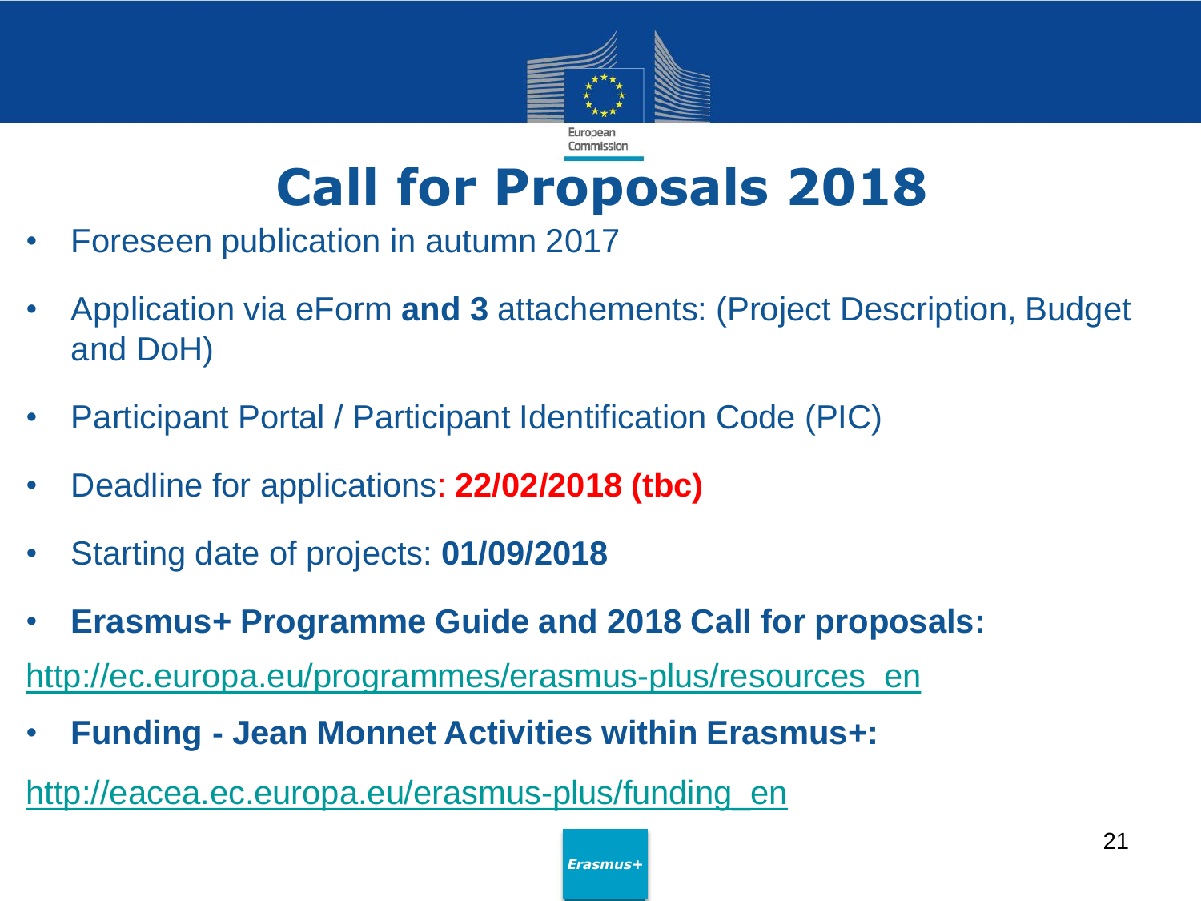# Call for Proposals 2018

- Foreseen publication in autumn 2017
- Application via eForm **and 3** attachements: (Project Description, Budget and DoH)
- Participant Portal / Participant Identification Code (PIC)
- Deadline for applications: **22/02/2018 (tbc)**
- Starting date of projects: **01/09/2018**
- **Erasmus+ Programme Guide and 2018 Call for proposals:**

http://ec.europa.eu/programmes/erasmus-plus/resources_en

- **Funding - Jean Monnet Activities within Erasmus+:**

http://eacea.ec.europa.eu/erasmus-plus/funding_en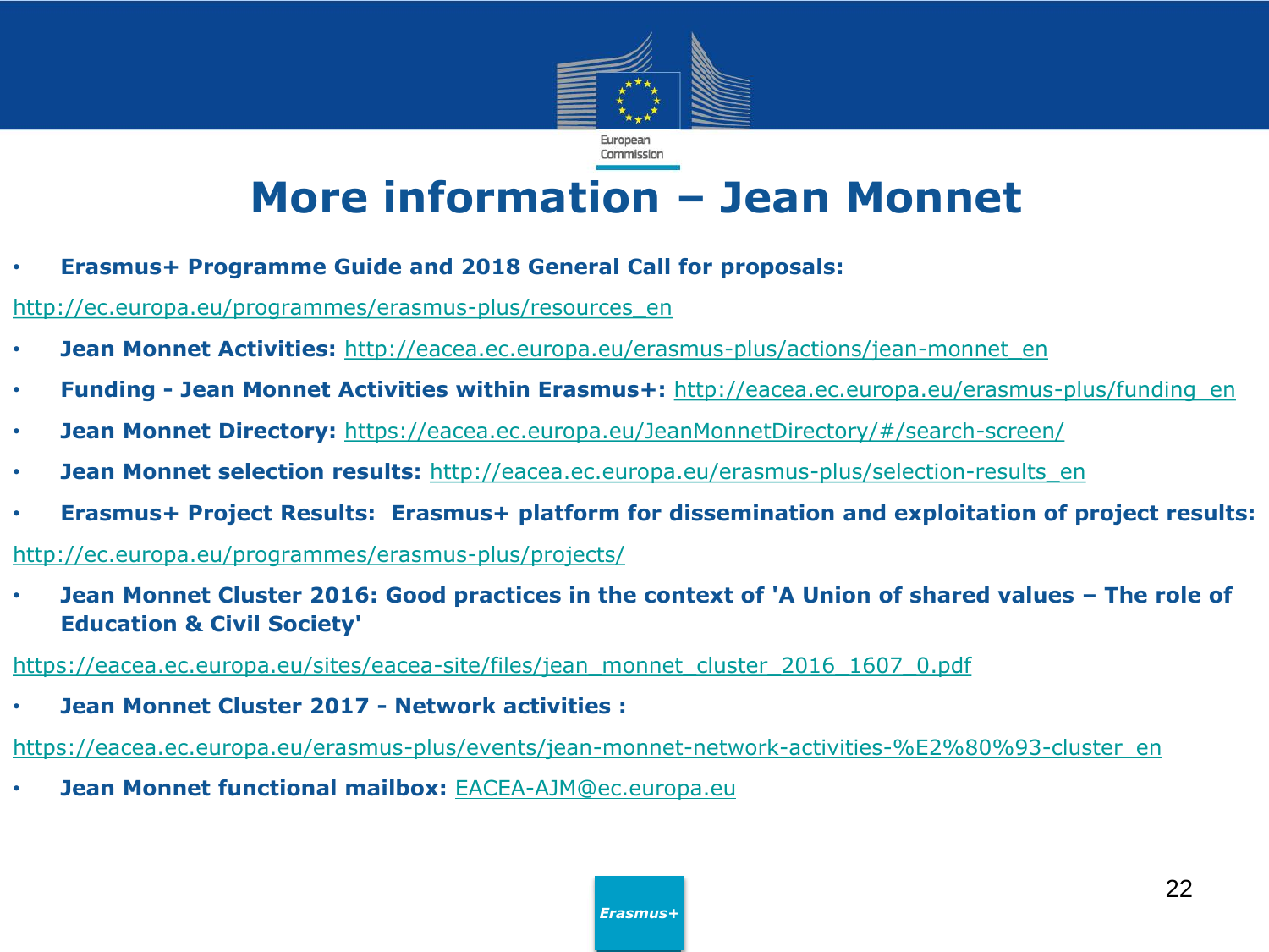# More information – Jean Monnet

- **Erasmus+ Programme Guide and 2018 General Call for proposals:**

http://ec.europa.eu/programmes/erasmus-plus/resources_en

- **Jean Monnet Activities:** http://eacea.ec.europa.eu/erasmus-plus/actions/jean-monnet_en
- **Funding - Jean Monnet Activities within Erasmus+:** http://eacea.ec.europa.eu/erasmus-plus/funding_en
- **Jean Monnet Directory:** https://eacea.ec.europa.eu/JeanMonnetDirectory/#/search-screen/
- **Jean Monnet selection results:** http://eacea.ec.europa.eu/erasmus-plus/selection-results_en
- **Erasmus+ Project Results: Erasmus+ platform for dissemination and exploitation of project results:**

http://ec.europa.eu/programmes/erasmus-plus/projects/

- **Jean Monnet Cluster 2016: Good practices in the context of 'A Union of shared values – The role of Education & Civil Society'**

https://eacea.ec.europa.eu/sites/eacea-site/files/jean_monnet_cluster_2016_1607_0.pdf

- **Jean Monnet Cluster 2017 - Network activities :**

https://eacea.ec.europa.eu/erasmus-plus/events/jean-monnet-network-activities-%E2%80%93-cluster_en

- **Jean Monnet functional mailbox:** EACEA-AJM@ec.europa.eu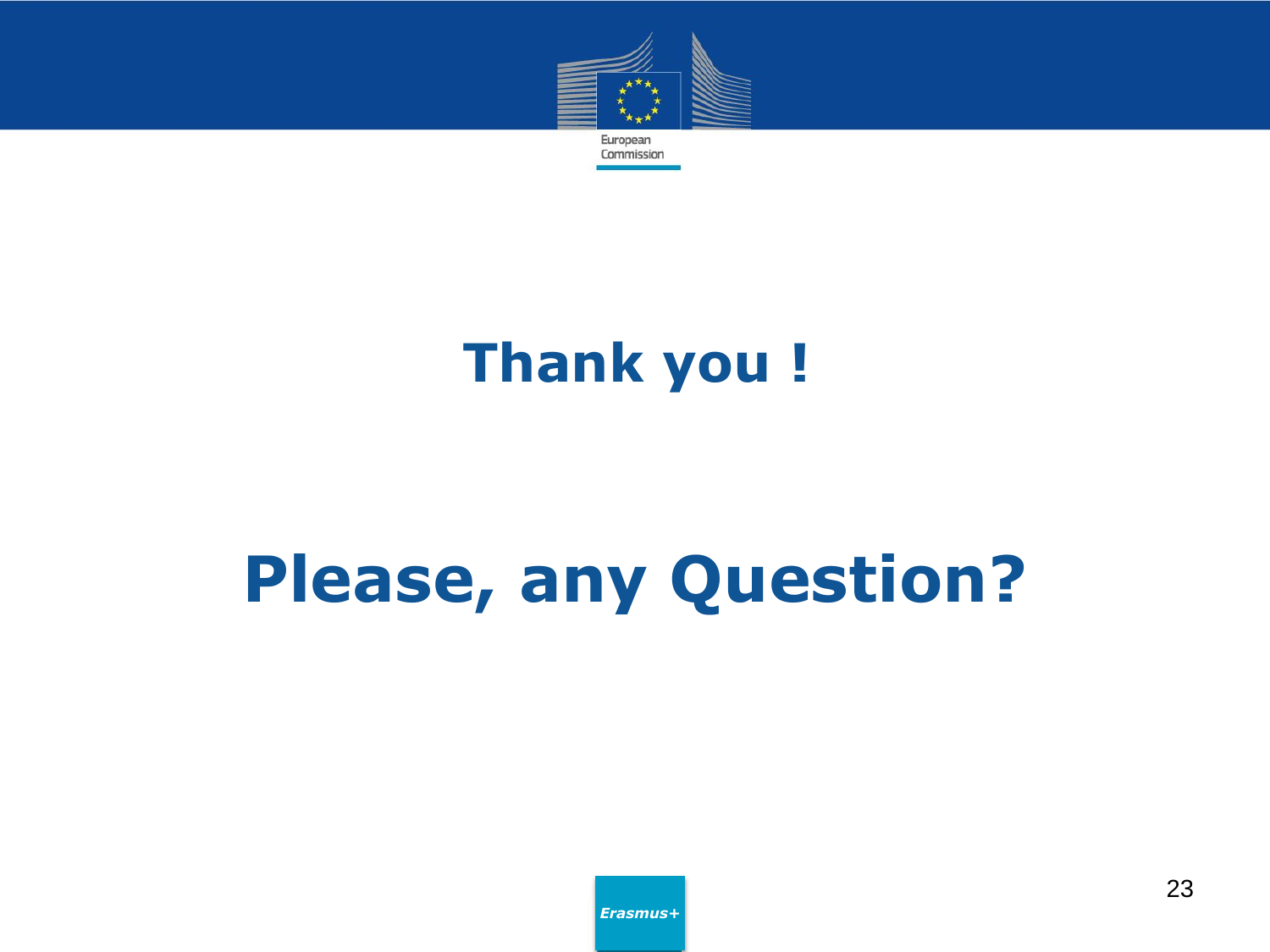# Thank you !

# Please, any Question?